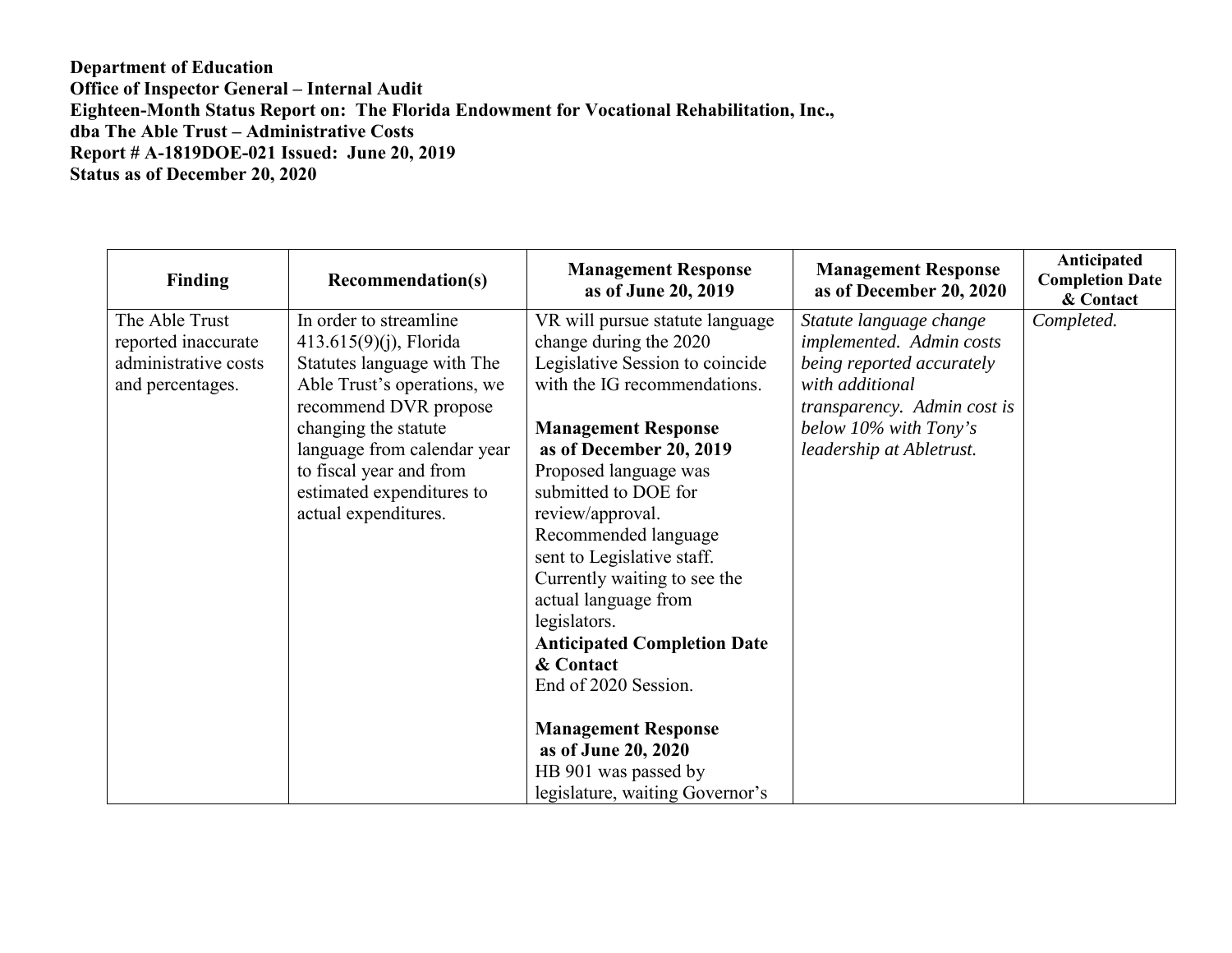**Department of Education**
**Office of Inspector General – Internal Audit**
**Eighteen-Month Status Report on: The Florida Endowment for Vocational Rehabilitation, Inc., dba The Able Trust – Administrative Costs**
**Report # A-1819DOE-021 Issued: June 20, 2019**
**Status as of December 20, 2020**

| Finding | Recommendation(s) | Management Response as of June 20, 2019 | Management Response as of December 20, 2020 | Anticipated Completion Date & Contact |
|---|---|---|---|---|
| The Able Trust reported inaccurate administrative costs and percentages. | In order to streamline 413.615(9)(j), Florida Statutes language with The Able Trust's operations, we recommend DVR propose changing the statute language from calendar year to fiscal year and from estimated expenditures to actual expenditures. | VR will pursue statute language change during the 2020 Legislative Session to coincide with the IG recommendations.<br><br>**Management Response as of December 20, 2019**<br>Proposed language was submitted to DOE for review/approval. Recommended language sent to Legislative staff. Currently waiting to see the actual language from legislators.<br>**Anticipated Completion Date & Contact**<br>End of 2020 Session.<br><br>**Management Response as of June 20, 2020**<br>HB 901 was passed by legislature, waiting Governor's | *Statute language change implemented. Admin costs being reported accurately with additional transparency. Admin cost is below 10% with Tony's leadership at Abletrust.* | *Completed.* |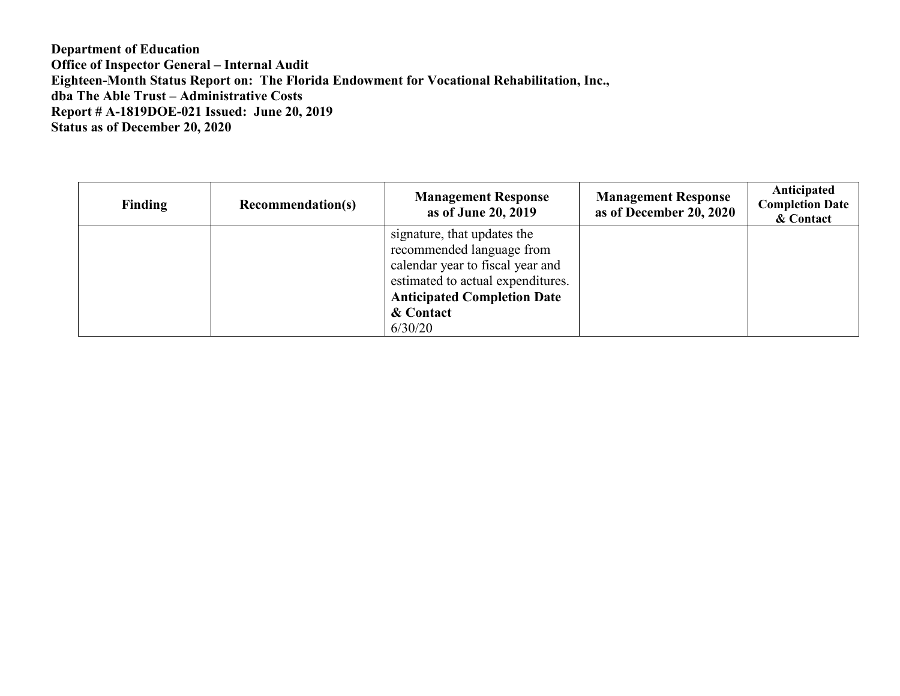**Department of Education**
**Office of Inspector General – Internal Audit**
**Eighteen-Month Status Report on: The Florida Endowment for Vocational Rehabilitation, Inc., dba The Able Trust – Administrative Costs**
**Report # A-1819DOE-021 Issued: June 20, 2019**
**Status as of December 20, 2020**

| Finding | Recommendation(s) | Management Response as of June 20, 2019 | Management Response as of December 20, 2020 | Anticipated Completion Date & Contact |
|---|---|---|---|---|
| | | signature, that updates the recommended language from calendar year to fiscal year and estimated to actual expenditures.<br>**Anticipated Completion Date & Contact**<br>6/30/20 | | |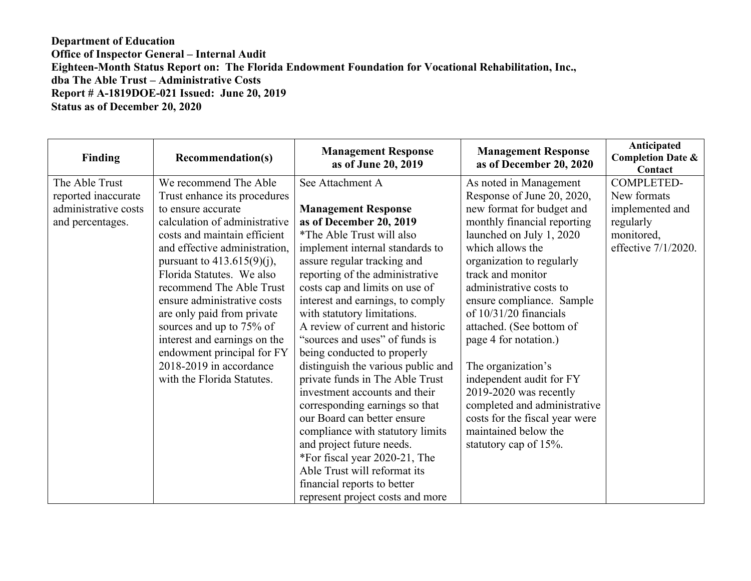**Department of Education**
**Office of Inspector General – Internal Audit**
**Eighteen-Month Status Report on: The Florida Endowment Foundation for Vocational Rehabilitation, Inc., dba The Able Trust – Administrative Costs**
**Report # A-1819DOE-021 Issued: June 20, 2019**
**Status as of December 20, 2020**

| Finding | Recommendation(s) | Management Response as of June 20, 2019 | Management Response as of December 20, 2020 | Anticipated Completion Date & Contact |
|---|---|---|---|---|
| The Able Trust reported inaccurate administrative costs and percentages. | We recommend The Able Trust enhance its procedures to ensure accurate calculation of administrative costs and maintain efficient and effective administration, pursuant to 413.615(9)(j), Florida Statutes. We also recommend The Able Trust ensure administrative costs are only paid from private sources and up to 75% of interest and earnings on the endowment principal for FY 2018-2019 in accordance with the Florida Statutes. | See Attachment A<br><br>**Management Response as of December 20, 2019**<br>*The Able Trust will also implement internal standards to assure regular tracking and reporting of the administrative costs cap and limits on use of interest and earnings, to comply with statutory limitations.<br>A review of current and historic "sources and uses" of funds is being conducted to properly distinguish the various public and private funds in The Able Trust investment accounts and their corresponding earnings so that our Board can better ensure compliance with statutory limits and project future needs.<br>*For fiscal year 2020-21, The Able Trust will reformat its financial reports to better represent project costs and more | As noted in Management Response of June 20, 2020, new format for budget and monthly financial reporting launched on July 1, 2020 which allows the organization to regularly track and monitor administrative costs to ensure compliance. Sample of 10/31/20 financials attached. (See bottom of page 4 for notation.)<br><br>The organization's independent audit for FY 2019-2020 was recently completed and administrative costs for the fiscal year were maintained below the statutory cap of 15%. | COMPLETED-New formats implemented and regularly monitored, effective 7/1/2020. |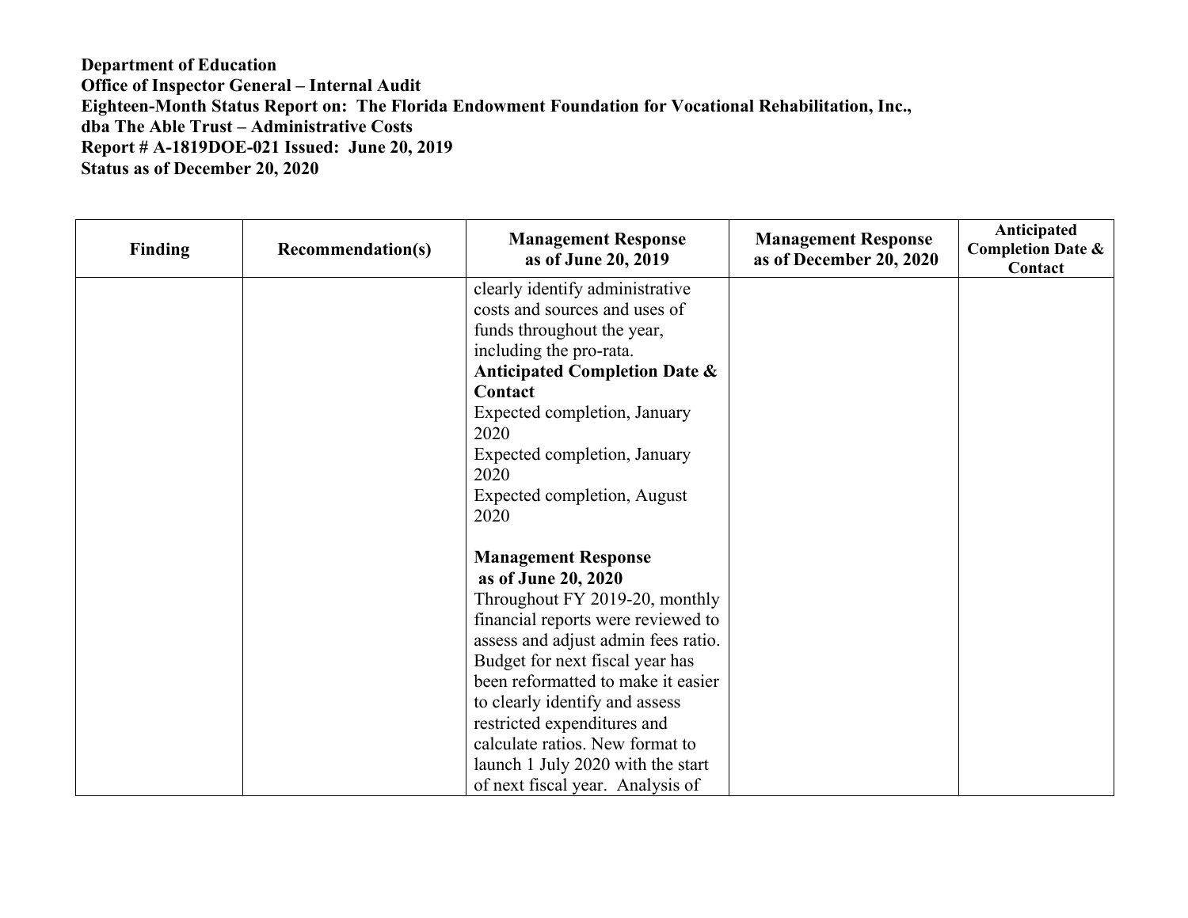**Department of Education**
**Office of Inspector General – Internal Audit**
**Eighteen-Month Status Report on: The Florida Endowment Foundation for Vocational Rehabilitation, Inc., dba The Able Trust – Administrative Costs**
**Report # A-1819DOE-021 Issued: June 20, 2019**
**Status as of December 20, 2020**

| Finding | Recommendation(s) | Management Response as of June 20, 2019 | Management Response as of December 20, 2020 | Anticipated Completion Date & Contact |
|---|---|---|---|---|
| | | clearly identify administrative costs and sources and uses of funds throughout the year, including the pro-rata.<br>**Anticipated Completion Date & Contact**<br>Expected completion, January 2020<br>Expected completion, January 2020<br>Expected completion, August 2020<br><br>**Management Response as of June 20, 2020**<br>Throughout FY 2019-20, monthly financial reports were reviewed to assess and adjust admin fees ratio. Budget for next fiscal year has been reformatted to make it easier to clearly identify and assess restricted expenditures and calculate ratios. New format to launch 1 July 2020 with the start of next fiscal year. Analysis of | | |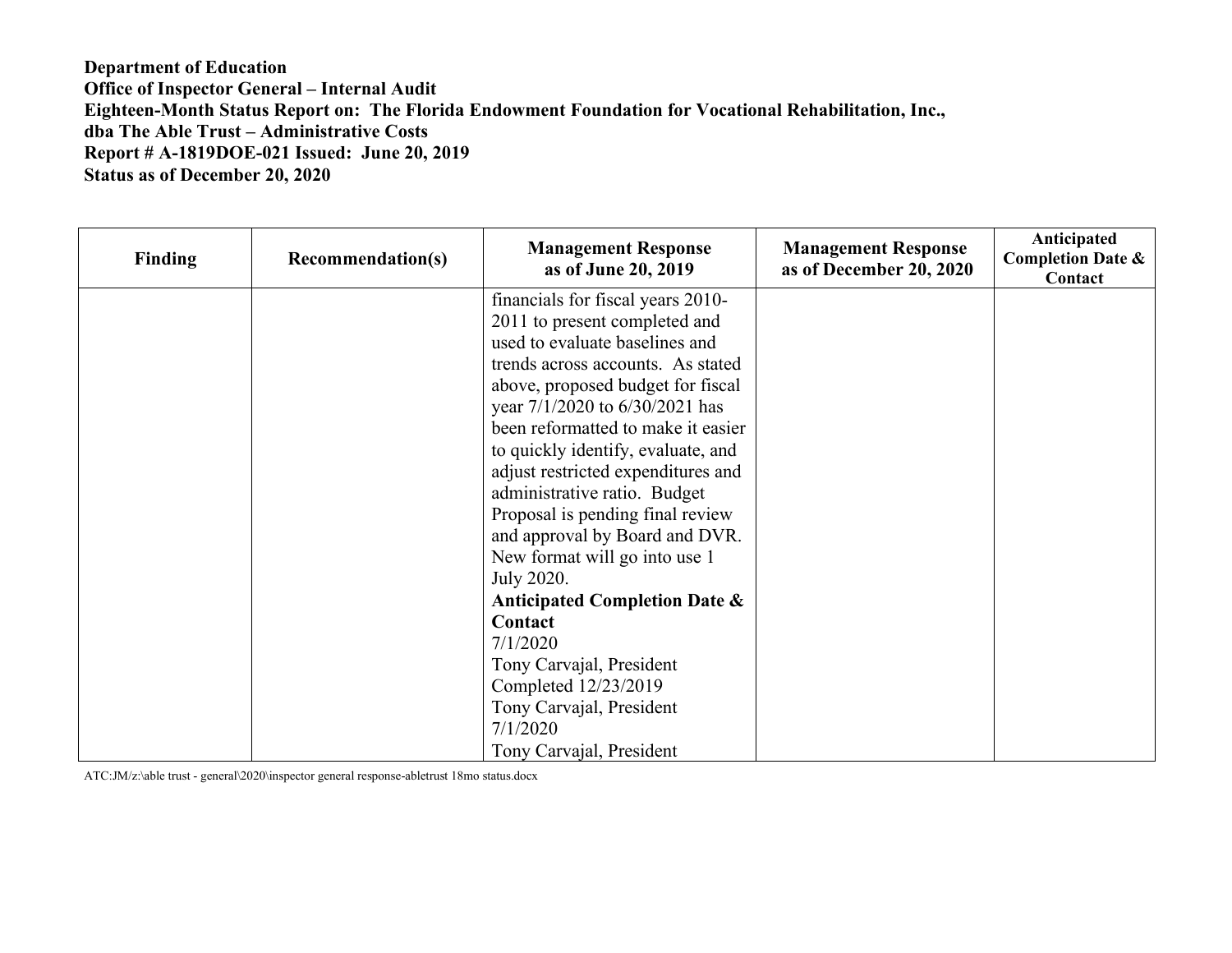**Department of Education**
**Office of Inspector General – Internal Audit**
**Eighteen-Month Status Report on: The Florida Endowment Foundation for Vocational Rehabilitation, Inc., dba The Able Trust – Administrative Costs**
**Report # A-1819DOE-021 Issued: June 20, 2019**
**Status as of December 20, 2020**

| Finding | Recommendation(s) | Management Response as of June 20, 2019 | Management Response as of December 20, 2020 | Anticipated Completion Date & Contact |
|---|---|---|---|---|
| | | financials for fiscal years 2010-2011 to present completed and used to evaluate baselines and trends across accounts. As stated above, proposed budget for fiscal year 7/1/2020 to 6/30/2021 has been reformatted to make it easier to quickly identify, evaluate, and adjust restricted expenditures and administrative ratio. Budget Proposal is pending final review and approval by Board and DVR. New format will go into use 1 July 2020.<br>**Anticipated Completion Date & Contact**<br>7/1/2020<br>Tony Carvajal, President<br>Completed 12/23/2019<br>Tony Carvajal, President<br>7/1/2020<br>Tony Carvajal, President | | |

ATC:JM/z:\able trust - general\2020\inspector general response-abletrust 18mo status.docx